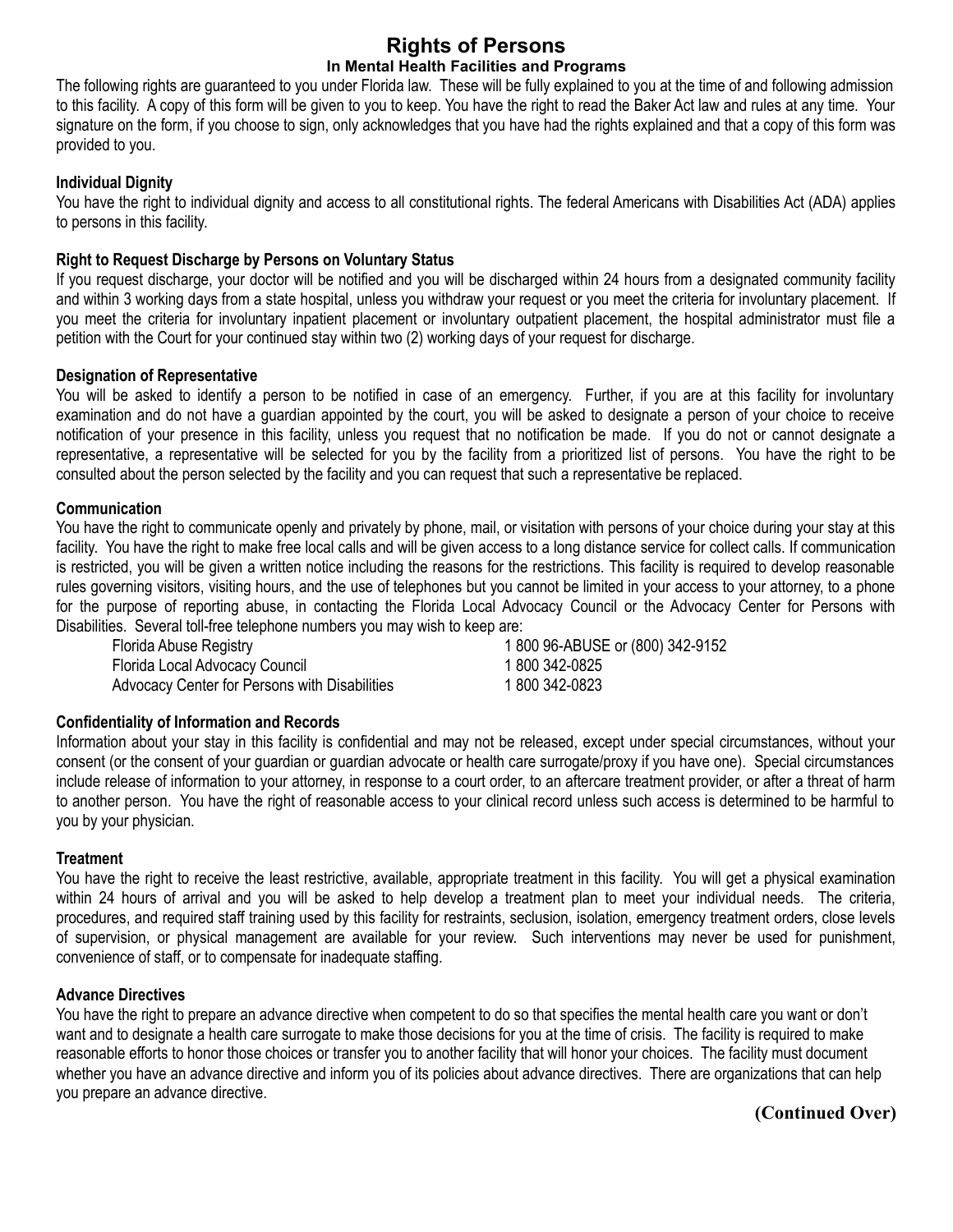# Rights of Persons

## In Mental Health Facilities and Programs

The following rights are guaranteed to you under Florida law. These will be fully explained to you at the time of and following admission to this facility. A copy of this form will be given to you to keep. You have the right to read the Baker Act law and rules at any time. Your signature on the form, if you choose to sign, only acknowledges that you have had the rights explained and that a copy of this form was provided to you.

### Individual Dignity

You have the right to individual dignity and access to all constitutional rights. The federal Americans with Disabilities Act (ADA) applies to persons in this facility.

### Right to Request Discharge by Persons on Voluntary Status

If you request discharge, your doctor will be notified and you will be discharged within 24 hours from a designated community facility and within 3 working days from a state hospital, unless you withdraw your request or you meet the criteria for involuntary placement. If you meet the criteria for involuntary inpatient placement or involuntary outpatient placement, the hospital administrator must file a petition with the Court for your continued stay within two (2) working days of your request for discharge.

### Designation of Representative

You will be asked to identify a person to be notified in case of an emergency. Further, if you are at this facility for involuntary examination and do not have a guardian appointed by the court, you will be asked to designate a person of your choice to receive notification of your presence in this facility, unless you request that no notification be made. If you do not or cannot designate a representative, a representative will be selected for you by the facility from a prioritized list of persons. You have the right to be consulted about the person selected by the facility and you can request that such a representative be replaced.

### Communication

You have the right to communicate openly and privately by phone, mail, or visitation with persons of your choice during your stay at this facility. You have the right to make free local calls and will be given access to a long distance service for collect calls. If communication is restricted, you will be given a written notice including the reasons for the restrictions. This facility is required to develop reasonable rules governing visitors, visiting hours, and the use of telephones but you cannot be limited in your access to your attorney, to a phone for the purpose of reporting abuse, in contacting the Florida Local Advocacy Council or the Advocacy Center for Persons with Disabilities. Several toll-free telephone numbers you may wish to keep are:

| | |
|---|---|
| Florida Abuse Registry | 1 800 96-ABUSE or (800) 342-9152 |
| Florida Local Advocacy Council | 1 800 342-0825 |
| Advocacy Center for Persons with Disabilities | 1 800 342-0823 |

### Confidentiality of Information and Records

Information about your stay in this facility is confidential and may not be released, except under special circumstances, without your consent (or the consent of your guardian or guardian advocate or health care surrogate/proxy if you have one). Special circumstances include release of information to your attorney, in response to a court order, to an aftercare treatment provider, or after a threat of harm to another person. You have the right of reasonable access to your clinical record unless such access is determined to be harmful to you by your physician.

### Treatment

You have the right to receive the least restrictive, available, appropriate treatment in this facility. You will get a physical examination within 24 hours of arrival and you will be asked to help develop a treatment plan to meet your individual needs. The criteria, procedures, and required staff training used by this facility for restraints, seclusion, isolation, emergency treatment orders, close levels of supervision, or physical management are available for your review. Such interventions may never be used for punishment, convenience of staff, or to compensate for inadequate staffing.

### Advance Directives

You have the right to prepare an advance directive when competent to do so that specifies the mental health care you want or don't want and to designate a health care surrogate to make those decisions for you at the time of crisis. The facility is required to make reasonable efforts to honor those choices or transfer you to another facility that will honor your choices. The facility must document whether you have an advance directive and inform you of its policies about advance directives. There are organizations that can help you prepare an advance directive.

**(Continued Over)**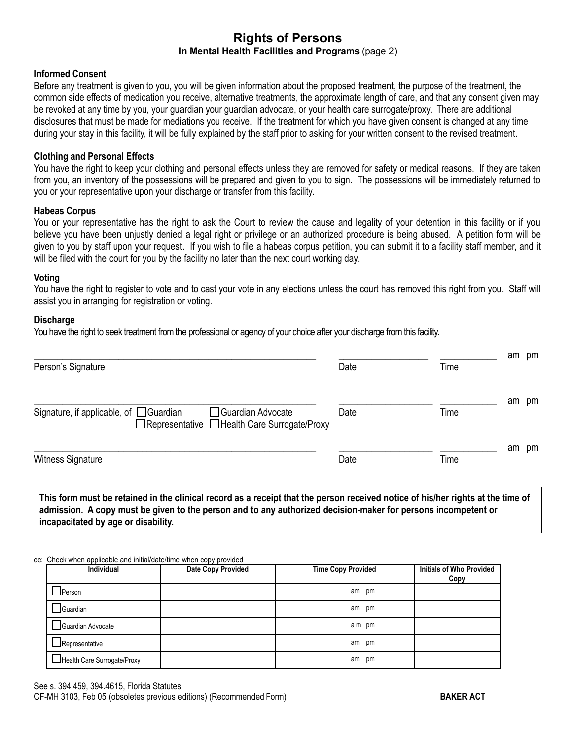# Rights of Persons

**In Mental Health Facilities and Programs** (page 2)

### Informed Consent

Before any treatment is given to you, you will be given information about the proposed treatment, the purpose of the treatment, the common side effects of medication you receive, alternative treatments, the approximate length of care, and that any consent given may be revoked at any time by you, your guardian your guardian advocate, or your health care surrogate/proxy. There are additional disclosures that must be made for mediations you receive. If the treatment for which you have given consent is changed at any time during your stay in this facility, it will be fully explained by the staff prior to asking for your written consent to the revised treatment.

### Clothing and Personal Effects

You have the right to keep your clothing and personal effects unless they are removed for safety or medical reasons. If they are taken from you, an inventory of the possessions will be prepared and given to you to sign. The possessions will be immediately returned to you or your representative upon your discharge or transfer from this facility.

### Habeas Corpus

You or your representative has the right to ask the Court to review the cause and legality of your detention in this facility or if you believe you have been unjustly denied a legal right or privilege or an authorized procedure is being abused. A petition form will be given to you by staff upon your request. If you wish to file a habeas corpus petition, you can submit it to a facility staff member, and it will be filed with the court for you by the facility no later than the next court working day.

### Voting

You have the right to register to vote and to cast your vote in any elections unless the court has removed this right from you. Staff will assist you in arranging for registration or voting.

### Discharge

You have the right to seek treatment from the professional or agency of your choice after your discharge from this facility.

______________________________ Person's Signature ____________ Date ____________ Time am pm

______________________________ Signature, if applicable, of ☐ Guardian ☐ Guardian Advocate ☐ Representative ☐ Health Care Surrogate/Proxy ____________ Date ____________ Time am pm

______________________________ Witness Signature ____________ Date ____________ Time am pm

**This form must be retained in the clinical record as a receipt that the person received notice of his/her rights at the time of admission. A copy must be given to the person and to any authorized decision-maker for persons incompetent or incapacitated by age or disability.**

cc: Check when applicable and initial/date/time when copy provided

| Individual | Date Copy Provided | Time Copy Provided | Initials of Who Provided Copy |
|---|---|---|---|
| ☐ Person | | am pm | |
| ☐ Guardian | | am pm | |
| ☐ Guardian Advocate | | am pm | |
| ☐ Representative | | am pm | |
| ☐ Health Care Surrogate/Proxy | | am pm | |

See s. 394.459, 394.4615, Florida Statutes

CF-MH 3103, Feb 05 (obsoletes previous editions) (Recommended Form) **BAKER ACT**